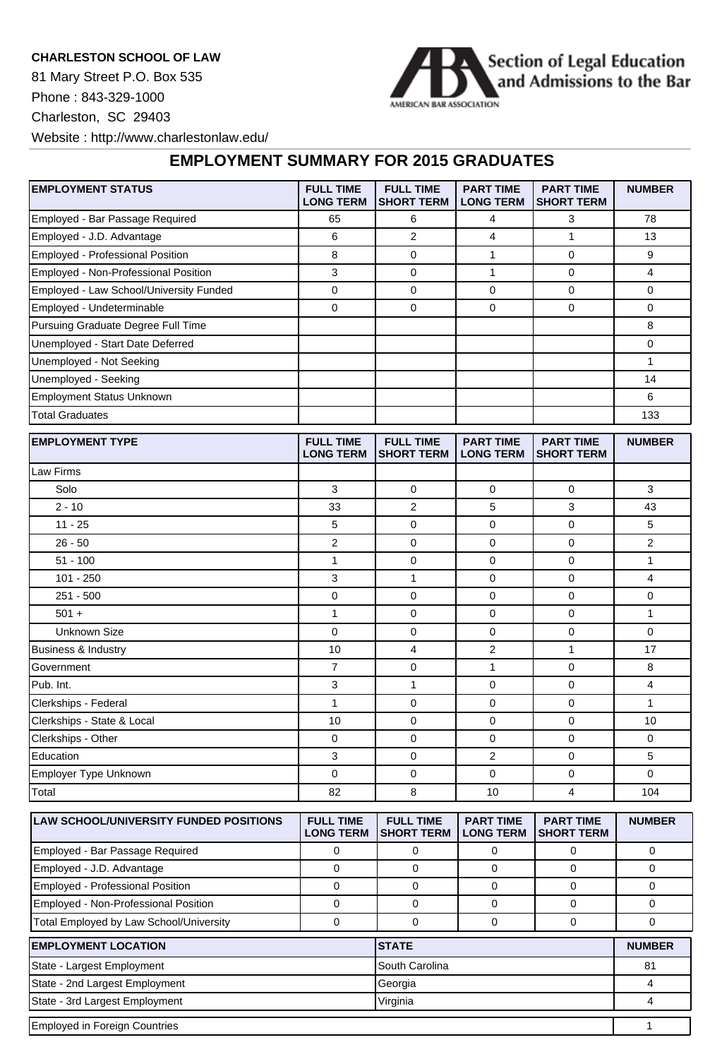**CHARLESTON SCHOOL OF LAW**

81 Mary Street P.O. Box 535

Phone : 843-329-1000

Charleston, SC 29403

Website : http://www.charlestonlaw.edu/

Section of Legal Education and Admissions to the Bar

AMERICAN BAR ASSOCIATION

## EMPLOYMENT SUMMARY FOR 2015 GRADUATES

| EMPLOYMENT STATUS | FULL TIME LONG TERM | FULL TIME SHORT TERM | PART TIME LONG TERM | PART TIME SHORT TERM | NUMBER |
|---|---|---|---|---|---|
| Employed - Bar Passage Required | 65 | 6 | 4 | 3 | 78 |
| Employed - J.D. Advantage | 6 | 2 | 4 | 1 | 13 |
| Employed - Professional Position | 8 | 0 | 1 | 0 | 9 |
| Employed - Non-Professional Position | 3 | 0 | 1 | 0 | 4 |
| Employed - Law School/University Funded | 0 | 0 | 0 | 0 | 0 |
| Employed - Undeterminable | 0 | 0 | 0 | 0 | 0 |
| Pursuing Graduate Degree Full Time | | | | | 8 |
| Unemployed - Start Date Deferred | | | | | 0 |
| Unemployed - Not Seeking | | | | | 1 |
| Unemployed - Seeking | | | | | 14 |
| Employment Status Unknown | | | | | 6 |
| Total Graduates | | | | | 133 |

| EMPLOYMENT TYPE | FULL TIME LONG TERM | FULL TIME SHORT TERM | PART TIME LONG TERM | PART TIME SHORT TERM | NUMBER |
|---|---|---|---|---|---|
| Law Firms | | | | | |
| Solo | 3 | 0 | 0 | 0 | 3 |
| 2 - 10 | 33 | 2 | 5 | 3 | 43 |
| 11 - 25 | 5 | 0 | 0 | 0 | 5 |
| 26 - 50 | 2 | 0 | 0 | 0 | 2 |
| 51 - 100 | 1 | 0 | 0 | 0 | 1 |
| 101 - 250 | 3 | 1 | 0 | 0 | 4 |
| 251 - 500 | 0 | 0 | 0 | 0 | 0 |
| 501 + | 1 | 0 | 0 | 0 | 1 |
| Unknown Size | 0 | 0 | 0 | 0 | 0 |
| Business & Industry | 10 | 4 | 2 | 1 | 17 |
| Government | 7 | 0 | 1 | 0 | 8 |
| Pub. Int. | 3 | 1 | 0 | 0 | 4 |
| Clerkships - Federal | 1 | 0 | 0 | 0 | 1 |
| Clerkships - State & Local | 10 | 0 | 0 | 0 | 10 |
| Clerkships - Other | 0 | 0 | 0 | 0 | 0 |
| Education | 3 | 0 | 2 | 0 | 5 |
| Employer Type Unknown | 0 | 0 | 0 | 0 | 0 |
| Total | 82 | 8 | 10 | 4 | 104 |

| LAW SCHOOL/UNIVERSITY FUNDED POSITIONS | FULL TIME LONG TERM | FULL TIME SHORT TERM | PART TIME LONG TERM | PART TIME SHORT TERM | NUMBER |
|---|---|---|---|---|---|
| Employed - Bar Passage Required | 0 | 0 | 0 | 0 | 0 |
| Employed - J.D. Advantage | 0 | 0 | 0 | 0 | 0 |
| Employed - Professional Position | 0 | 0 | 0 | 0 | 0 |
| Employed - Non-Professional Position | 0 | 0 | 0 | 0 | 0 |
| Total Employed by Law School/University | 0 | 0 | 0 | 0 | 0 |

| EMPLOYMENT LOCATION | STATE | NUMBER |
|---|---|---|
| State - Largest Employment | South Carolina | 81 |
| State - 2nd Largest Employment | Georgia | 4 |
| State - 3rd Largest Employment | Virginia | 4 |

| Employed in Foreign Countries | 1 |
|---|---|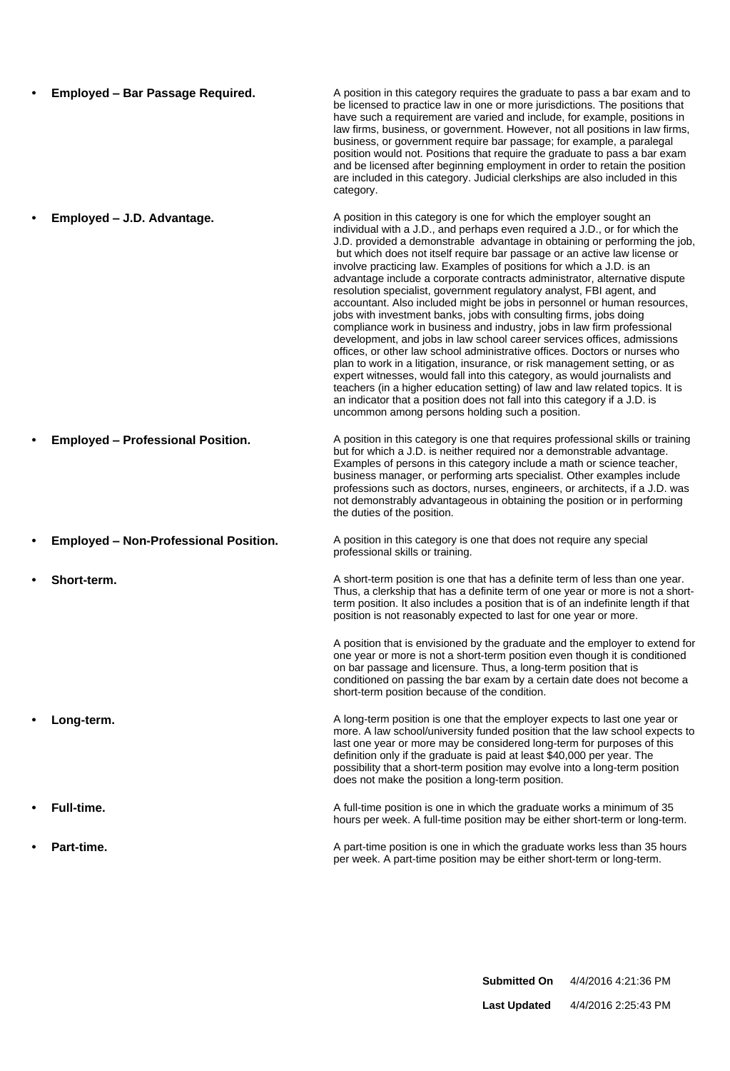- **Employed – Bar Passage Required.** A position in this category requires the graduate to pass a bar exam and to be licensed to practice law in one or more jurisdictions. The positions that have such a requirement are varied and include, for example, positions in law firms, business, or government. However, not all positions in law firms, business, or government require bar passage; for example, a paralegal position would not. Positions that require the graduate to pass a bar exam and be licensed after beginning employment in order to retain the position are included in this category. Judicial clerkships are also included in this category.

- **Employed – J.D. Advantage.** A position in this category is one for which the employer sought an individual with a J.D., and perhaps even required a J.D., or for which the J.D. provided a demonstrable advantage in obtaining or performing the job, but which does not itself require bar passage or an active law license or involve practicing law. Examples of positions for which a J.D. is an advantage include a corporate contracts administrator, alternative dispute resolution specialist, government regulatory analyst, FBI agent, and accountant. Also included might be jobs in personnel or human resources, jobs with investment banks, jobs with consulting firms, jobs doing compliance work in business and industry, jobs in law firm professional development, and jobs in law school career services offices, admissions offices, or other law school administrative offices. Doctors or nurses who plan to work in a litigation, insurance, or risk management setting, or as expert witnesses, would fall into this category, as would journalists and teachers (in a higher education setting) of law and law related topics. It is an indicator that a position does not fall into this category if a J.D. is uncommon among persons holding such a position.

- **Employed – Professional Position.** A position in this category is one that requires professional skills or training but for which a J.D. is neither required nor a demonstrable advantage. Examples of persons in this category include a math or science teacher, business manager, or performing arts specialist. Other examples include professions such as doctors, nurses, engineers, or architects, if a J.D. was not demonstrably advantageous in obtaining the position or in performing the duties of the position.

- **Employed – Non-Professional Position.** A position in this category is one that does not require any special professional skills or training.

- **Short-term.** A short-term position is one that has a definite term of less than one year. Thus, a clerkship that has a definite term of one year or more is not a short-term position. It also includes a position that is of an indefinite length if that position is not reasonably expected to last for one year or more.

  A position that is envisioned by the graduate and the employer to extend for one year or more is not a short-term position even though it is conditioned on bar passage and licensure. Thus, a long-term position that is conditioned on passing the bar exam by a certain date does not become a short-term position because of the condition.

- **Long-term.** A long-term position is one that the employer expects to last one year or more. A law school/university funded position that the law school expects to last one year or more may be considered long-term for purposes of this definition only if the graduate is paid at least $40,000 per year. The possibility that a short-term position may evolve into a long-term position does not make the position a long-term position.

- **Full-time.** A full-time position is one in which the graduate works a minimum of 35 hours per week. A full-time position may be either short-term or long-term.

- **Part-time.** A part-time position is one in which the graduate works less than 35 hours per week. A part-time position may be either short-term or long-term.

**Submitted On** 4/4/2016 4:21:36 PM

**Last Updated** 4/4/2016 2:25:43 PM